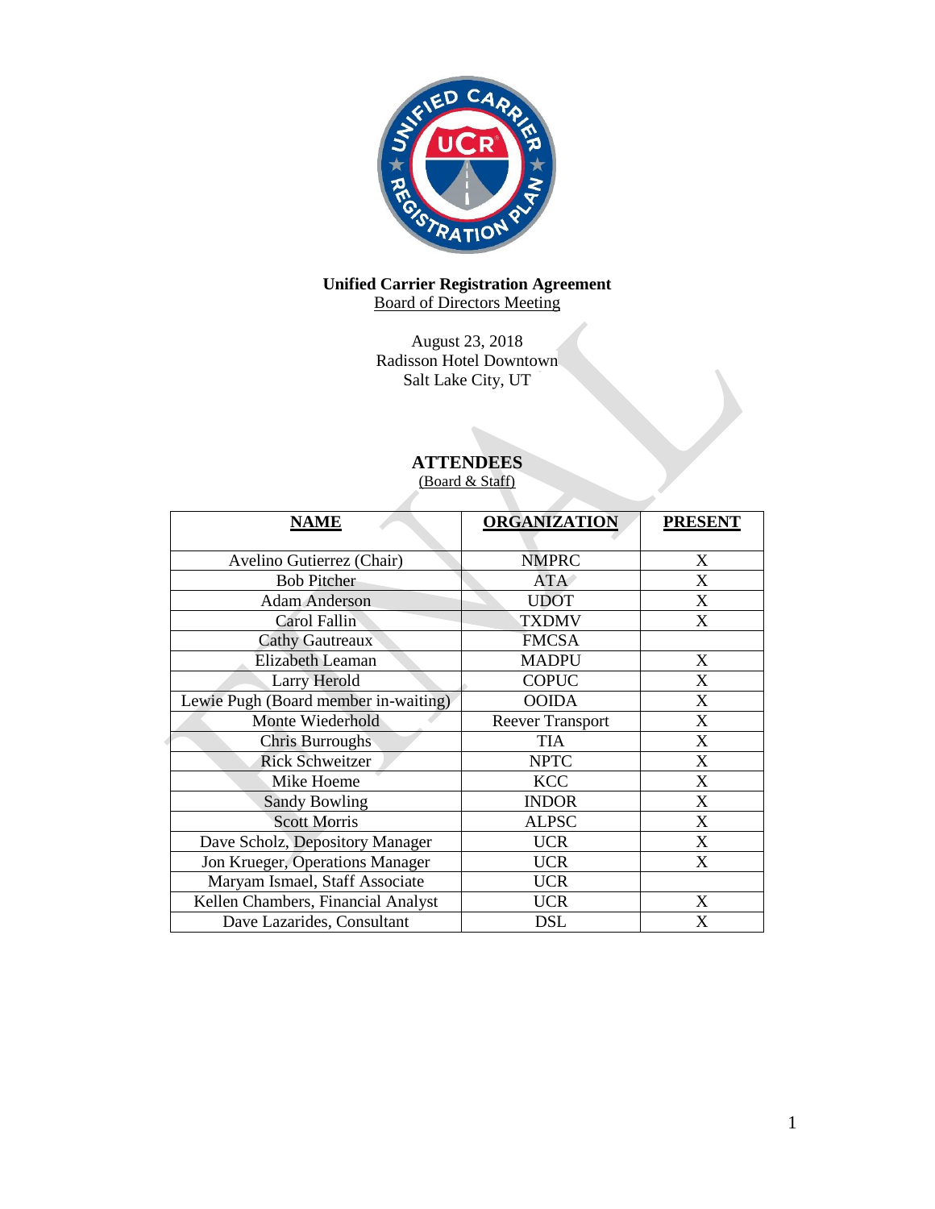**Unified Carrier Registration Agreement**

Board of Directors Meeting

August 23, 2018
Radisson Hotel Downtown
Salt Lake City, UT

## ATTENDEES

(Board & Staff)

| NAME | ORGANIZATION | PRESENT |
|---|---|---|
| Avelino Gutierrez (Chair) | NMPRC | X |
| Bob Pitcher | ATA | X |
| Adam Anderson | UDOT | X |
| Carol Fallin | TXDMV | X |
| Cathy Gautreaux | FMCSA | |
| Elizabeth Leaman | MADPU | X |
| Larry Herold | COPUC | X |
| Lewie Pugh (Board member in-waiting) | OOIDA | X |
| Monte Wiederhold | Reever Transport | X |
| Chris Burroughs | TIA | X |
| Rick Schweitzer | NPTC | X |
| Mike Hoeme | KCC | X |
| Sandy Bowling | INDOR | X |
| Scott Morris | ALPSC | X |
| Dave Scholz, Depository Manager | UCR | X |
| Jon Krueger, Operations Manager | UCR | X |
| Maryam Ismael, Staff Associate | UCR | |
| Kellen Chambers, Financial Analyst | UCR | X |
| Dave Lazarides, Consultant | DSL | X |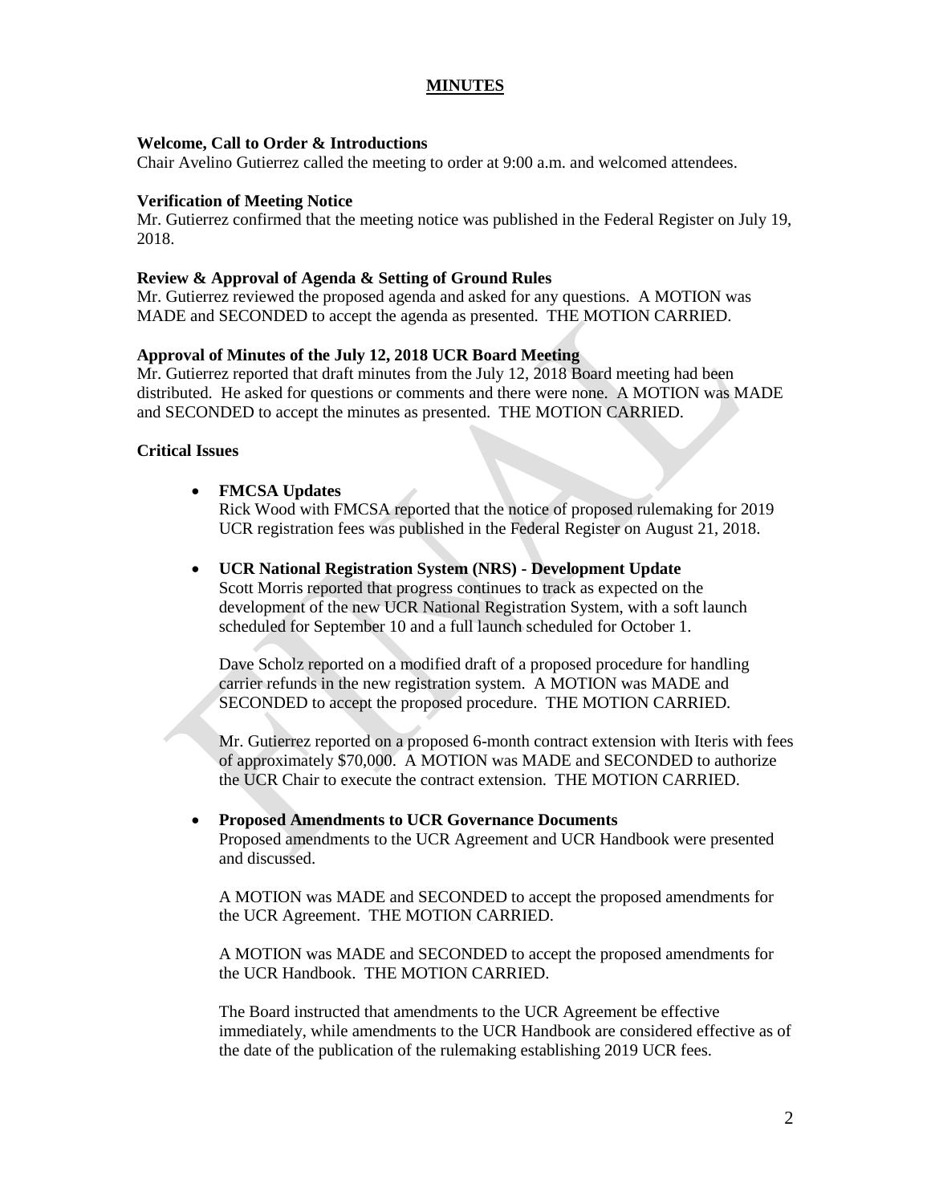# MINUTES

**Welcome, Call to Order & Introductions**

Chair Avelino Gutierrez called the meeting to order at 9:00 a.m. and welcomed attendees.

**Verification of Meeting Notice**

Mr. Gutierrez confirmed that the meeting notice was published in the Federal Register on July 19, 2018.

**Review & Approval of Agenda & Setting of Ground Rules**

Mr. Gutierrez reviewed the proposed agenda and asked for any questions. A MOTION was MADE and SECONDED to accept the agenda as presented. THE MOTION CARRIED.

**Approval of Minutes of the July 12, 2018 UCR Board Meeting**

Mr. Gutierrez reported that draft minutes from the July 12, 2018 Board meeting had been distributed. He asked for questions or comments and there were none. A MOTION was MADE and SECONDED to accept the minutes as presented. THE MOTION CARRIED.

**Critical Issues**

- **FMCSA Updates**

  Rick Wood with FMCSA reported that the notice of proposed rulemaking for 2019 UCR registration fees was published in the Federal Register on August 21, 2018.

- **UCR National Registration System (NRS) - Development Update**

  Scott Morris reported that progress continues to track as expected on the development of the new UCR National Registration System, with a soft launch scheduled for September 10 and a full launch scheduled for October 1.

  Dave Scholz reported on a modified draft of a proposed procedure for handling carrier refunds in the new registration system. A MOTION was MADE and SECONDED to accept the proposed procedure. THE MOTION CARRIED.

  Mr. Gutierrez reported on a proposed 6-month contract extension with Iteris with fees of approximately $70,000. A MOTION was MADE and SECONDED to authorize the UCR Chair to execute the contract extension. THE MOTION CARRIED.

- **Proposed Amendments to UCR Governance Documents**

  Proposed amendments to the UCR Agreement and UCR Handbook were presented and discussed.

  A MOTION was MADE and SECONDED to accept the proposed amendments for the UCR Agreement. THE MOTION CARRIED.

  A MOTION was MADE and SECONDED to accept the proposed amendments for the UCR Handbook. THE MOTION CARRIED.

  The Board instructed that amendments to the UCR Agreement be effective immediately, while amendments to the UCR Handbook are considered effective as of the date of the publication of the rulemaking establishing 2019 UCR fees.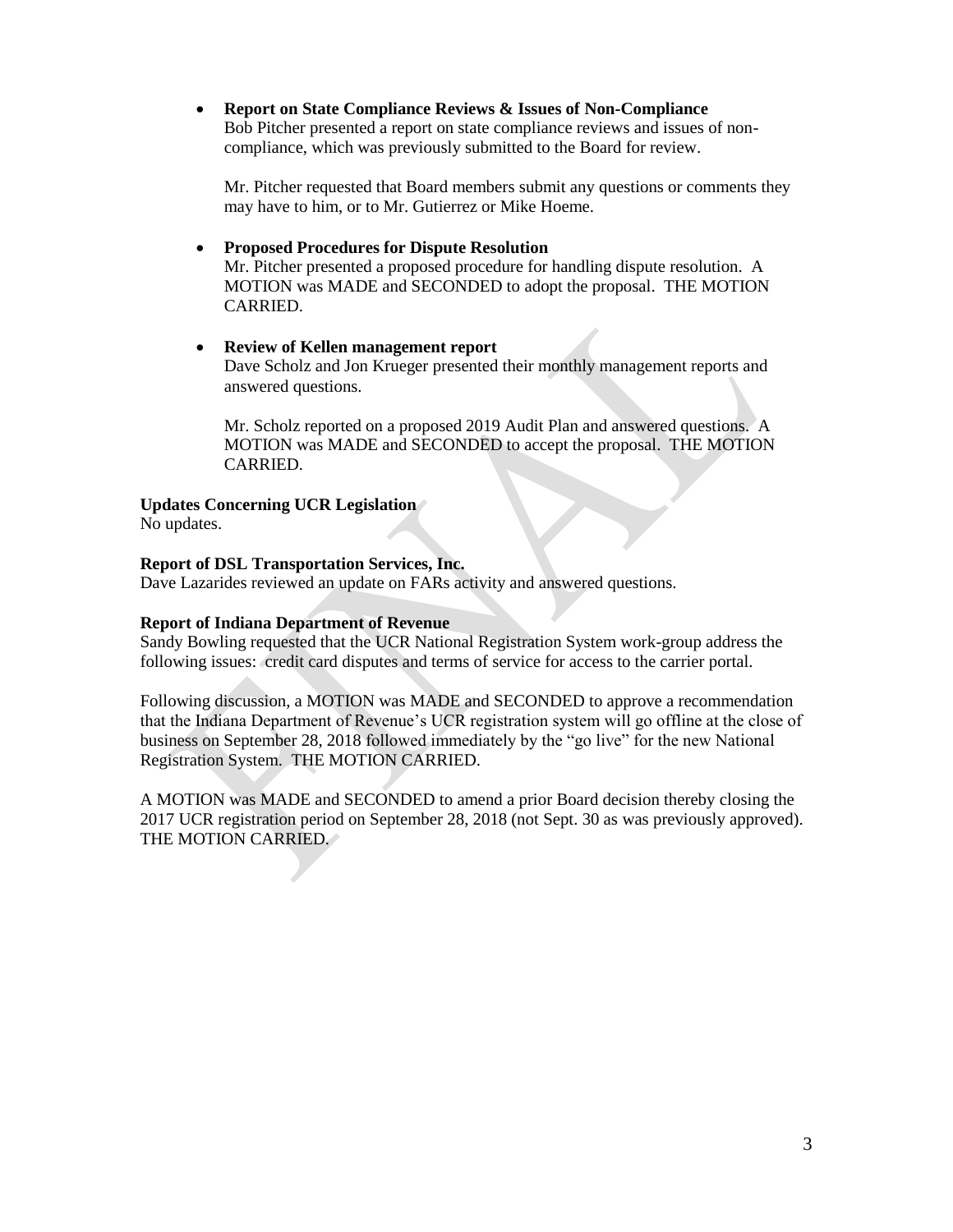- **Report on State Compliance Reviews & Issues of Non-Compliance**
  Bob Pitcher presented a report on state compliance reviews and issues of non-compliance, which was previously submitted to the Board for review.

  Mr. Pitcher requested that Board members submit any questions or comments they may have to him, or to Mr. Gutierrez or Mike Hoeme.

- **Proposed Procedures for Dispute Resolution**
  Mr. Pitcher presented a proposed procedure for handling dispute resolution. A MOTION was MADE and SECONDED to adopt the proposal. THE MOTION CARRIED.

- **Review of Kellen management report**
  Dave Scholz and Jon Krueger presented their monthly management reports and answered questions.

  Mr. Scholz reported on a proposed 2019 Audit Plan and answered questions. A MOTION was MADE and SECONDED to accept the proposal. THE MOTION CARRIED.

**Updates Concerning UCR Legislation**
No updates.

**Report of DSL Transportation Services, Inc.**
Dave Lazarides reviewed an update on FARs activity and answered questions.

**Report of Indiana Department of Revenue**
Sandy Bowling requested that the UCR National Registration System work-group address the following issues: credit card disputes and terms of service for access to the carrier portal.

Following discussion, a MOTION was MADE and SECONDED to approve a recommendation that the Indiana Department of Revenue's UCR registration system will go offline at the close of business on September 28, 2018 followed immediately by the "go live" for the new National Registration System. THE MOTION CARRIED.

A MOTION was MADE and SECONDED to amend a prior Board decision thereby closing the 2017 UCR registration period on September 28, 2018 (not Sept. 30 as was previously approved). THE MOTION CARRIED.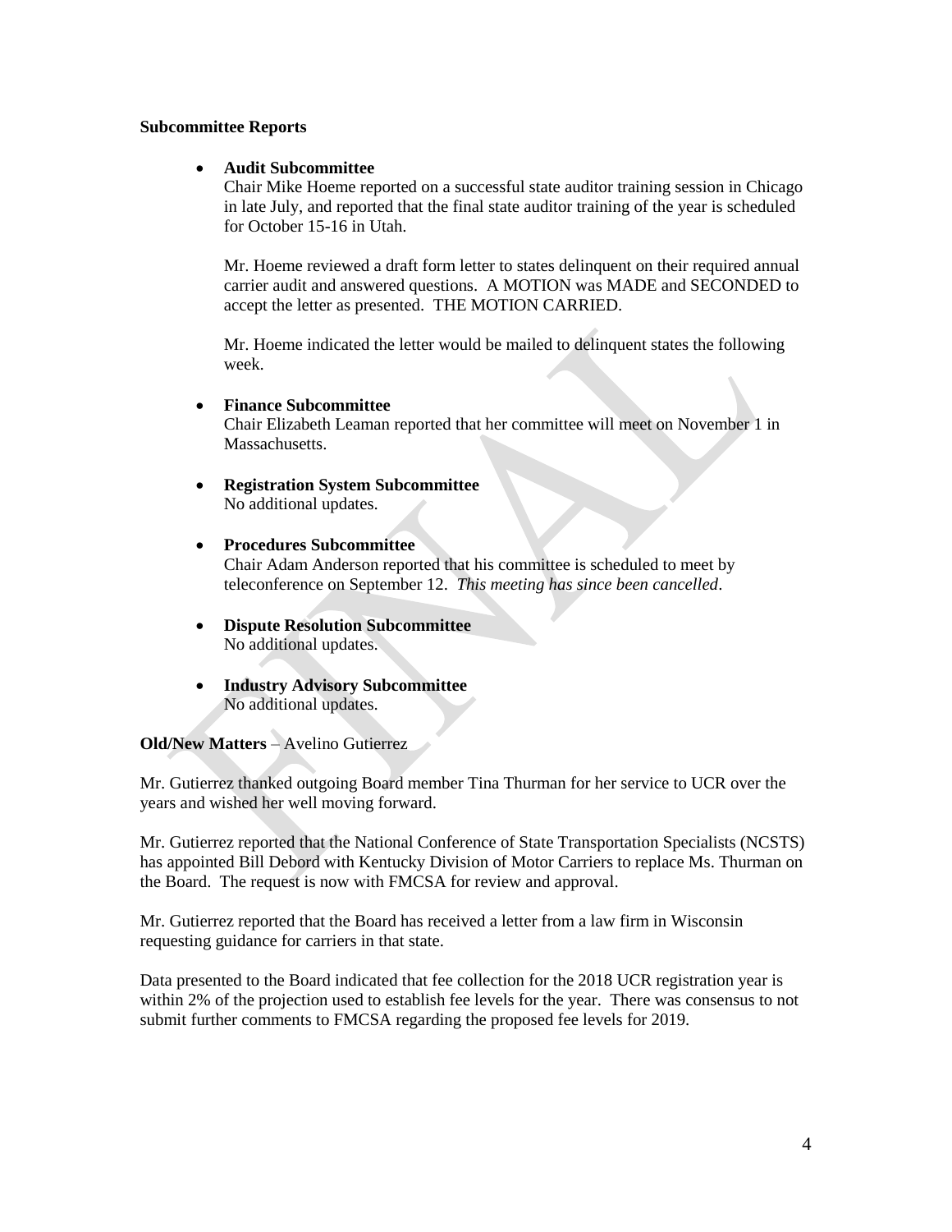**Subcommittee Reports**

- **Audit Subcommittee**
  Chair Mike Hoeme reported on a successful state auditor training session in Chicago in late July, and reported that the final state auditor training of the year is scheduled for October 15-16 in Utah.

  Mr. Hoeme reviewed a draft form letter to states delinquent on their required annual carrier audit and answered questions. A MOTION was MADE and SECONDED to accept the letter as presented. THE MOTION CARRIED.

  Mr. Hoeme indicated the letter would be mailed to delinquent states the following week.

- **Finance Subcommittee**
  Chair Elizabeth Leaman reported that her committee will meet on November 1 in Massachusetts.

- **Registration System Subcommittee**
  No additional updates.

- **Procedures Subcommittee**
  Chair Adam Anderson reported that his committee is scheduled to meet by teleconference on September 12. *This meeting has since been cancelled*.

- **Dispute Resolution Subcommittee**
  No additional updates.

- **Industry Advisory Subcommittee**
  No additional updates.

**Old/New Matters** – Avelino Gutierrez

Mr. Gutierrez thanked outgoing Board member Tina Thurman for her service to UCR over the years and wished her well moving forward.

Mr. Gutierrez reported that the National Conference of State Transportation Specialists (NCSTS) has appointed Bill Debord with Kentucky Division of Motor Carriers to replace Ms. Thurman on the Board. The request is now with FMCSA for review and approval.

Mr. Gutierrez reported that the Board has received a letter from a law firm in Wisconsin requesting guidance for carriers in that state.

Data presented to the Board indicated that fee collection for the 2018 UCR registration year is within 2% of the projection used to establish fee levels for the year. There was consensus to not submit further comments to FMCSA regarding the proposed fee levels for 2019.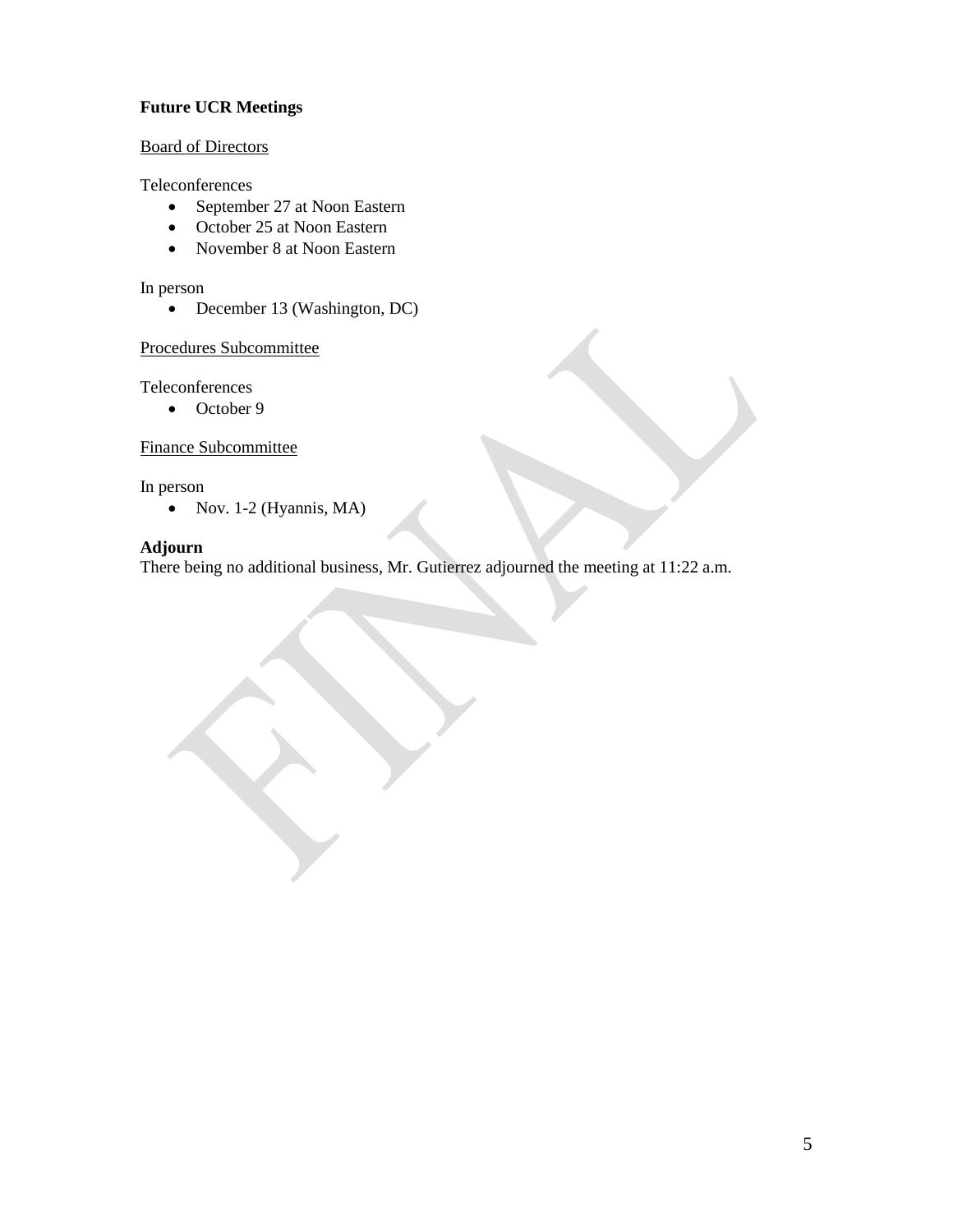**Future UCR Meetings**

Board of Directors

Teleconferences

- September 27 at Noon Eastern
- October 25 at Noon Eastern
- November 8 at Noon Eastern

In person

- December 13 (Washington, DC)

Procedures Subcommittee

Teleconferences

- October 9

Finance Subcommittee

In person

- Nov. 1-2 (Hyannis, MA)

**Adjourn**

There being no additional business, Mr. Gutierrez adjourned the meeting at 11:22 a.m.